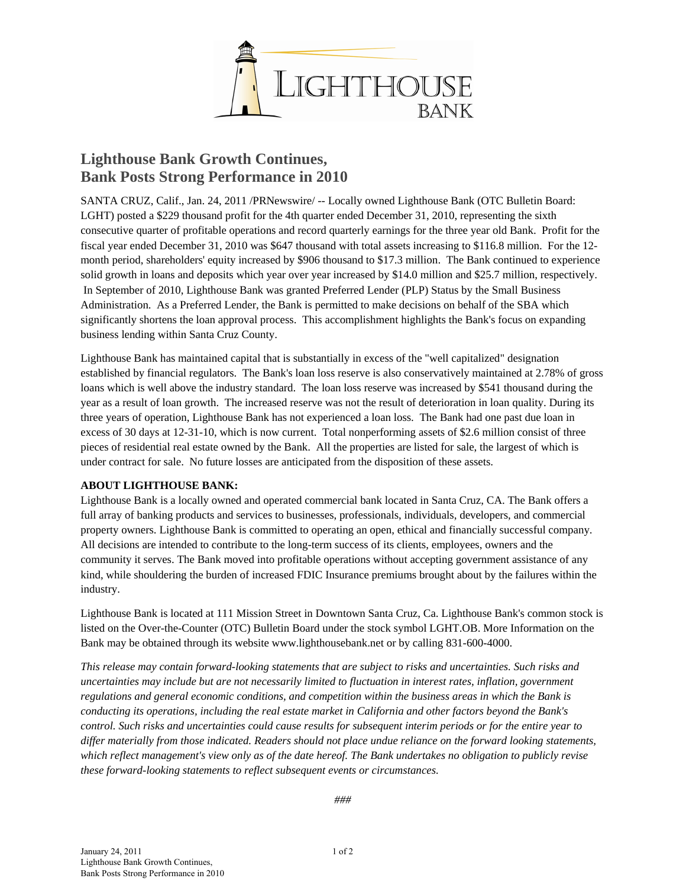# Lighthouse Bank Growth Continues, Bank Posts Strong Performance in 2010

SANTA CRUZ, Calif., Jan. 24, 2011 /PRNewswire/ -- Locally owned Lighthouse Bank (OTC Bulletin Board: LGHT) posted a $229 thousand profit for the 4th quarter ended December 31, 2010, representing the sixth consecutive quarter of profitable operations and record quarterly earnings for the three year old Bank. Profit for the fiscal year ended December 31, 2010 was $647 thousand with total assets increasing to $116.8 million. For the 12-month period, shareholders' equity increased by $906 thousand to $17.3 million. The Bank continued to experience solid growth in loans and deposits which year over year increased by $14.0 million and $25.7 million, respectively. In September of 2010, Lighthouse Bank was granted Preferred Lender (PLP) Status by the Small Business Administration. As a Preferred Lender, the Bank is permitted to make decisions on behalf of the SBA which significantly shortens the loan approval process. This accomplishment highlights the Bank's focus on expanding business lending within Santa Cruz County.

Lighthouse Bank has maintained capital that is substantially in excess of the "well capitalized" designation established by financial regulators. The Bank's loan loss reserve is also conservatively maintained at 2.78% of gross loans which is well above the industry standard. The loan loss reserve was increased by $541 thousand during the year as a result of loan growth. The increased reserve was not the result of deterioration in loan quality. During its three years of operation, Lighthouse Bank has not experienced a loan loss. The Bank had one past due loan in excess of 30 days at 12-31-10, which is now current. Total nonperforming assets of $2.6 million consist of three pieces of residential real estate owned by the Bank. All the properties are listed for sale, the largest of which is under contract for sale. No future losses are anticipated from the disposition of these assets.

**ABOUT LIGHTHOUSE BANK:**

Lighthouse Bank is a locally owned and operated commercial bank located in Santa Cruz, CA. The Bank offers a full array of banking products and services to businesses, professionals, individuals, developers, and commercial property owners. Lighthouse Bank is committed to operating an open, ethical and financially successful company. All decisions are intended to contribute to the long-term success of its clients, employees, owners and the community it serves. The Bank moved into profitable operations without accepting government assistance of any kind, while shouldering the burden of increased FDIC Insurance premiums brought about by the failures within the industry.

Lighthouse Bank is located at 111 Mission Street in Downtown Santa Cruz, Ca. Lighthouse Bank's common stock is listed on the Over-the-Counter (OTC) Bulletin Board under the stock symbol LGHT.OB. More Information on the Bank may be obtained through its website www.lighthousebank.net or by calling 831-600-4000.

*This release may contain forward-looking statements that are subject to risks and uncertainties. Such risks and uncertainties may include but are not necessarily limited to fluctuation in interest rates, inflation, government regulations and general economic conditions, and competition within the business areas in which the Bank is conducting its operations, including the real estate market in California and other factors beyond the Bank's control. Such risks and uncertainties could cause results for subsequent interim periods or for the entire year to differ materially from those indicated. Readers should not place undue reliance on the forward looking statements, which reflect management's view only as of the date hereof. The Bank undertakes no obligation to publicly revise these forward-looking statements to reflect subsequent events or circumstances.*

*###*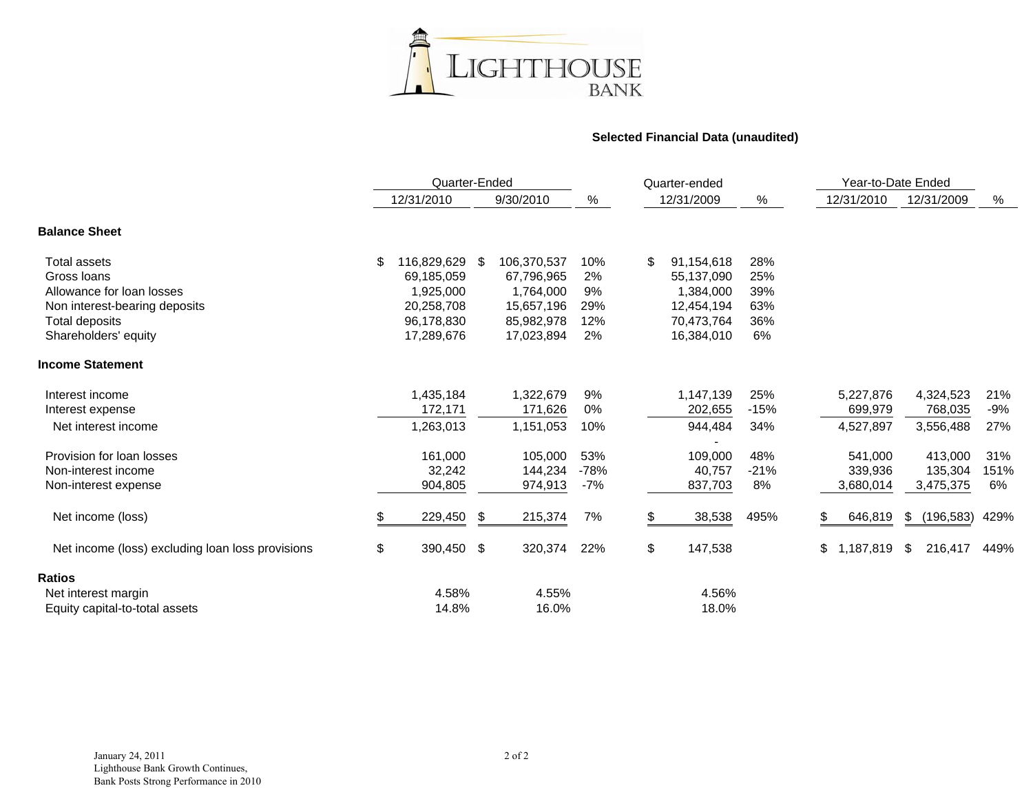LIGHTHOUSE BANK

**Selected Financial Data (unaudited)**

| | Quarter-Ended | | | Quarter-ended | | Year-to-Date Ended | | |
|---|---|---|---|---|---|---|---|---|
| | 12/31/2010 | 9/30/2010 | % | 12/31/2009 | % | 12/31/2010 | 12/31/2009 | % |
| **Balance Sheet** | | | | | | | | |
| Total assets | $ 116,829,629 | $ 106,370,537 | 10% | $ 91,154,618 | 28% | | | |
| Gross loans | 69,185,059 | 67,796,965 | 2% | 55,137,090 | 25% | | | |
| Allowance for loan losses | 1,925,000 | 1,764,000 | 9% | 1,384,000 | 39% | | | |
| Non interest-bearing deposits | 20,258,708 | 15,657,196 | 29% | 12,454,194 | 63% | | | |
| Total deposits | 96,178,830 | 85,982,978 | 12% | 70,473,764 | 36% | | | |
| Shareholders' equity | 17,289,676 | 17,023,894 | 2% | 16,384,010 | 6% | | | |
| **Income Statement** | | | | | | | | |
| Interest income | 1,435,184 | 1,322,679 | 9% | 1,147,139 | 25% | 5,227,876 | 4,324,523 | 21% |
| Interest expense | 172,171 | 171,626 | 0% | 202,655 | -15% | 699,979 | 768,035 | -9% |
| Net interest income | 1,263,013 | 1,151,053 | 10% | 944,484 | 34% | 4,527,897 | 3,556,488 | 27% |
| | | | | - | | | | |
| Provision for loan losses | 161,000 | 105,000 | 53% | 109,000 | 48% | 541,000 | 413,000 | 31% |
| Non-interest income | 32,242 | 144,234 | -78% | 40,757 | -21% | 339,936 | 135,304 | 151% |
| Non-interest expense | 904,805 | 974,913 | -7% | 837,703 | 8% | 3,680,014 | 3,475,375 | 6% |
| Net income (loss) | $ 229,450 | $ 215,374 | 7% | $ 38,538 | 495% | $ 646,819 | $ (196,583) | 429% |
| Net income (loss) excluding loan loss provisions | $ 390,450 | $ 320,374 | 22% | $ 147,538 | | $ 1,187,819 | $ 216,417 | 449% |
| **Ratios** | | | | | | | | |
| Net interest margin | 4.58% | 4.55% | | 4.56% | | | | |
| Equity capital-to-total assets | 14.8% | 16.0% | | 18.0% | | | | |

January 24, 2011
Lighthouse Bank Growth Continues,
Bank Posts Strong Performance in 2010